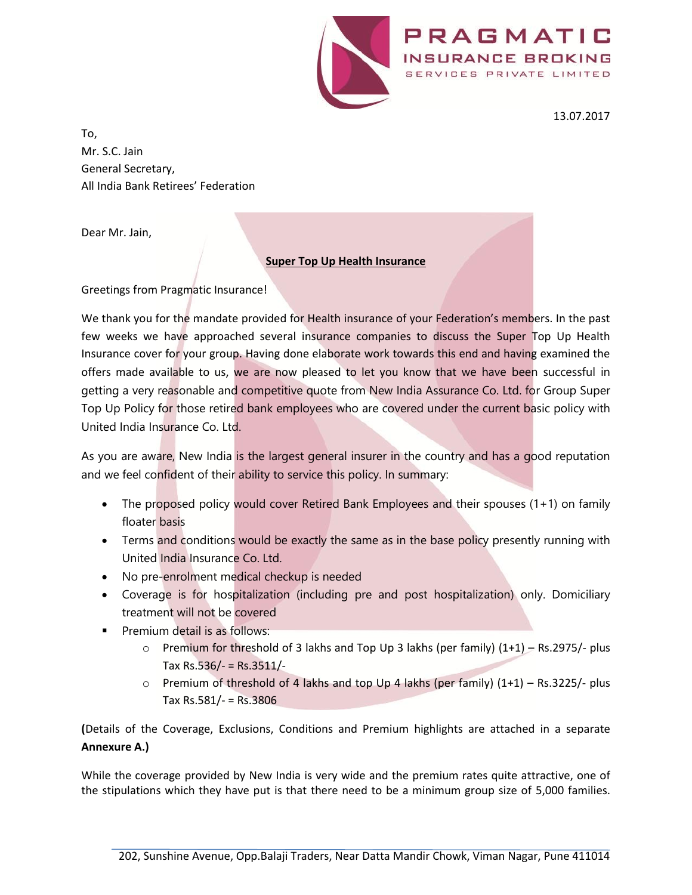PRAGMATIC
INSURANCE BROKING
SERVICES PRIVATE LIMITED

13.07.2017

To,
Mr. S.C. Jain
General Secretary,
All India Bank Retirees' Federation

Dear Mr. Jain,

**Super Top Up Health Insurance**

Greetings from Pragmatic Insurance!

We thank you for the mandate provided for Health insurance of your Federation's members. In the past few weeks we have approached several insurance companies to discuss the Super Top Up Health Insurance cover for your group. Having done elaborate work towards this end and having examined the offers made available to us, we are now pleased to let you know that we have been successful in getting a very reasonable and competitive quote from New India Assurance Co. Ltd. for Group Super Top Up Policy for those retired bank employees who are covered under the current basic policy with United India Insurance Co. Ltd.

As you are aware, New India is the largest general insurer in the country and has a good reputation and we feel confident of their ability to service this policy. In summary:

- The proposed policy would cover Retired Bank Employees and their spouses (1+1) on family floater basis
- Terms and conditions would be exactly the same as in the base policy presently running with United India Insurance Co. Ltd.
- No pre-enrolment medical checkup is needed
- Coverage is for hospitalization (including pre and post hospitalization) only. Domiciliary treatment will not be covered
- Premium detail is as follows:
  - Premium for threshold of 3 lakhs and Top Up 3 lakhs (per family) (1+1) – Rs.2975/- plus Tax Rs.536/- = Rs.3511/-
  - Premium of threshold of 4 lakhs and top Up 4 lakhs (per family) (1+1) – Rs.3225/- plus Tax Rs.581/- = Rs.3806

**(**Details of the Coverage, Exclusions, Conditions and Premium highlights are attached in a separate **Annexure A.)**

While the coverage provided by New India is very wide and the premium rates quite attractive, one of the stipulations which they have put is that there need to be a minimum group size of 5,000 families.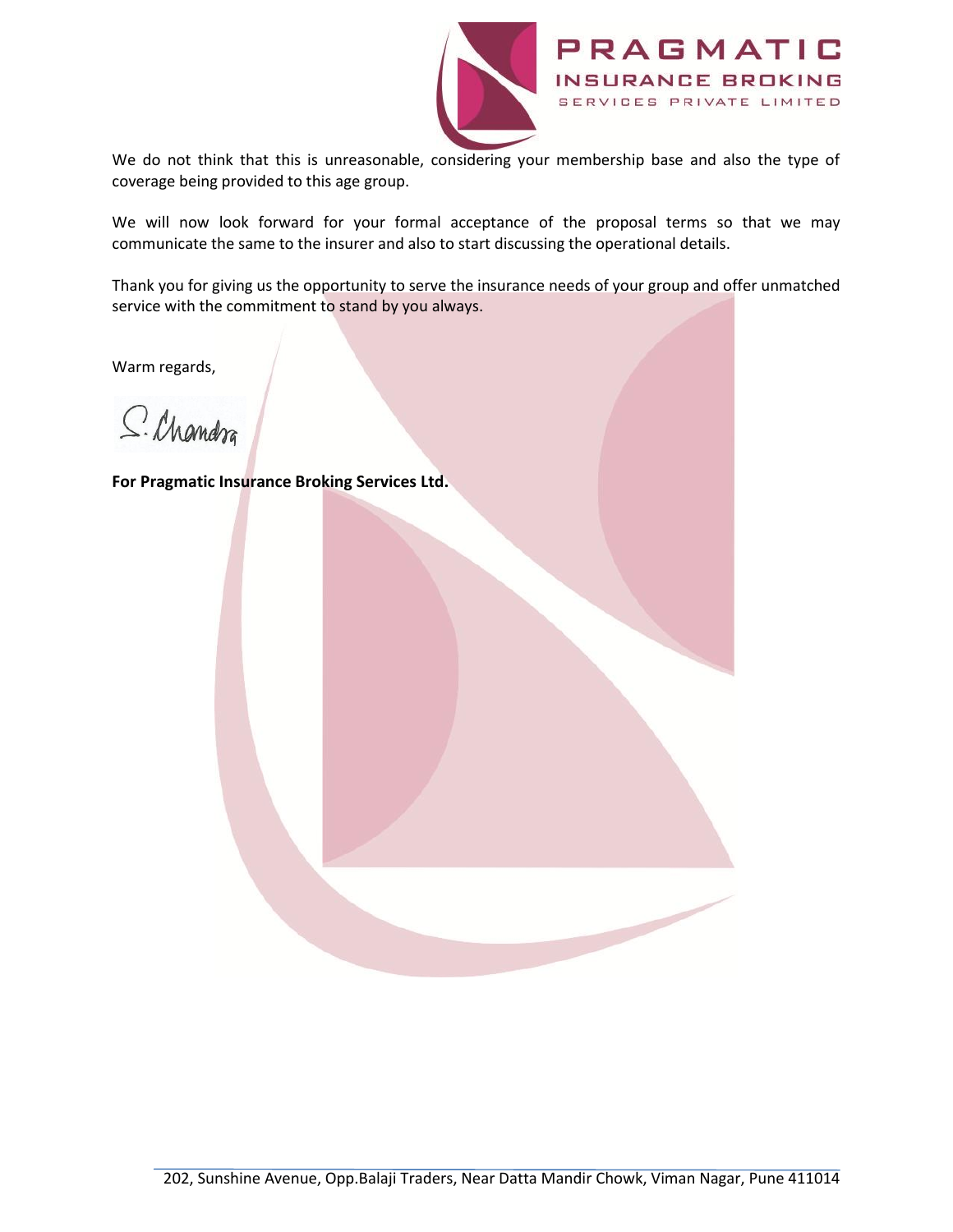We do not think that this is unreasonable, considering your membership base and also the type of coverage being provided to this age group.

We will now look forward for your formal acceptance of the proposal terms so that we may communicate the same to the insurer and also to start discussing the operational details.

Thank you for giving us the opportunity to serve the insurance needs of your group and offer unmatched service with the commitment to stand by you always.

Warm regards,

S. Chandra

**For Pragmatic Insurance Broking Services Ltd.**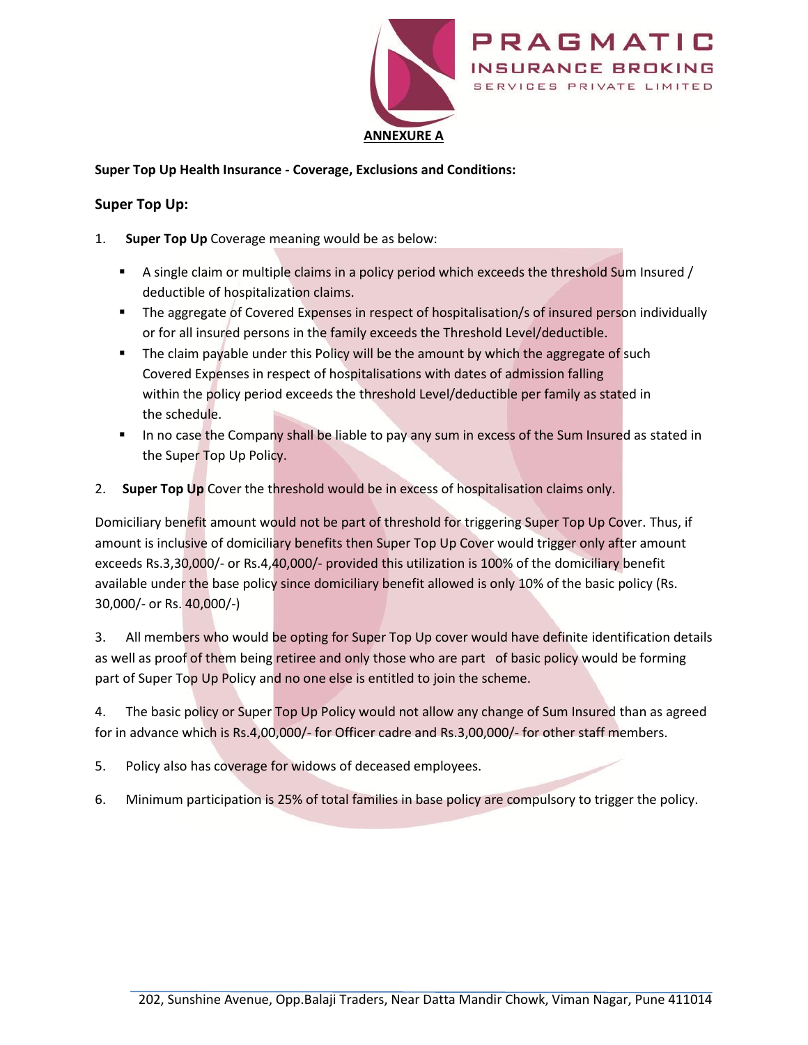**ANNEXURE A**

**Super Top Up Health Insurance - Coverage, Exclusions and Conditions:**

## Super Top Up:

1. **Super Top Up** Coverage meaning would be as below:
   - A single claim or multiple claims in a policy period which exceeds the threshold Sum Insured / deductible of hospitalization claims.
   - The aggregate of Covered Expenses in respect of hospitalisation/s of insured person individually or for all insured persons in the family exceeds the Threshold Level/deductible.
   - The claim payable under this Policy will be the amount by which the aggregate of such Covered Expenses in respect of hospitalisations with dates of admission falling within the policy period exceeds the threshold Level/deductible per family as stated in the schedule.
   - In no case the Company shall be liable to pay any sum in excess of the Sum Insured as stated in the Super Top Up Policy.

2. **Super Top Up** Cover the threshold would be in excess of hospitalisation claims only.

Domiciliary benefit amount would not be part of threshold for triggering Super Top Up Cover. Thus, if amount is inclusive of domiciliary benefits then Super Top Up Cover would trigger only after amount exceeds Rs.3,30,000/- or Rs.4,40,000/- provided this utilization is 100% of the domiciliary benefit available under the base policy since domiciliary benefit allowed is only 10% of the basic policy (Rs. 30,000/- or Rs. 40,000/-)

3. All members who would be opting for Super Top Up cover would have definite identification details as well as proof of them being retiree and only those who are part of basic policy would be forming part of Super Top Up Policy and no one else is entitled to join the scheme.

4. The basic policy or Super Top Up Policy would not allow any change of Sum Insured than as agreed for in advance which is Rs.4,00,000/- for Officer cadre and Rs.3,00,000/- for other staff members.

5. Policy also has coverage for widows of deceased employees.

6. Minimum participation is 25% of total families in base policy are compulsory to trigger the policy.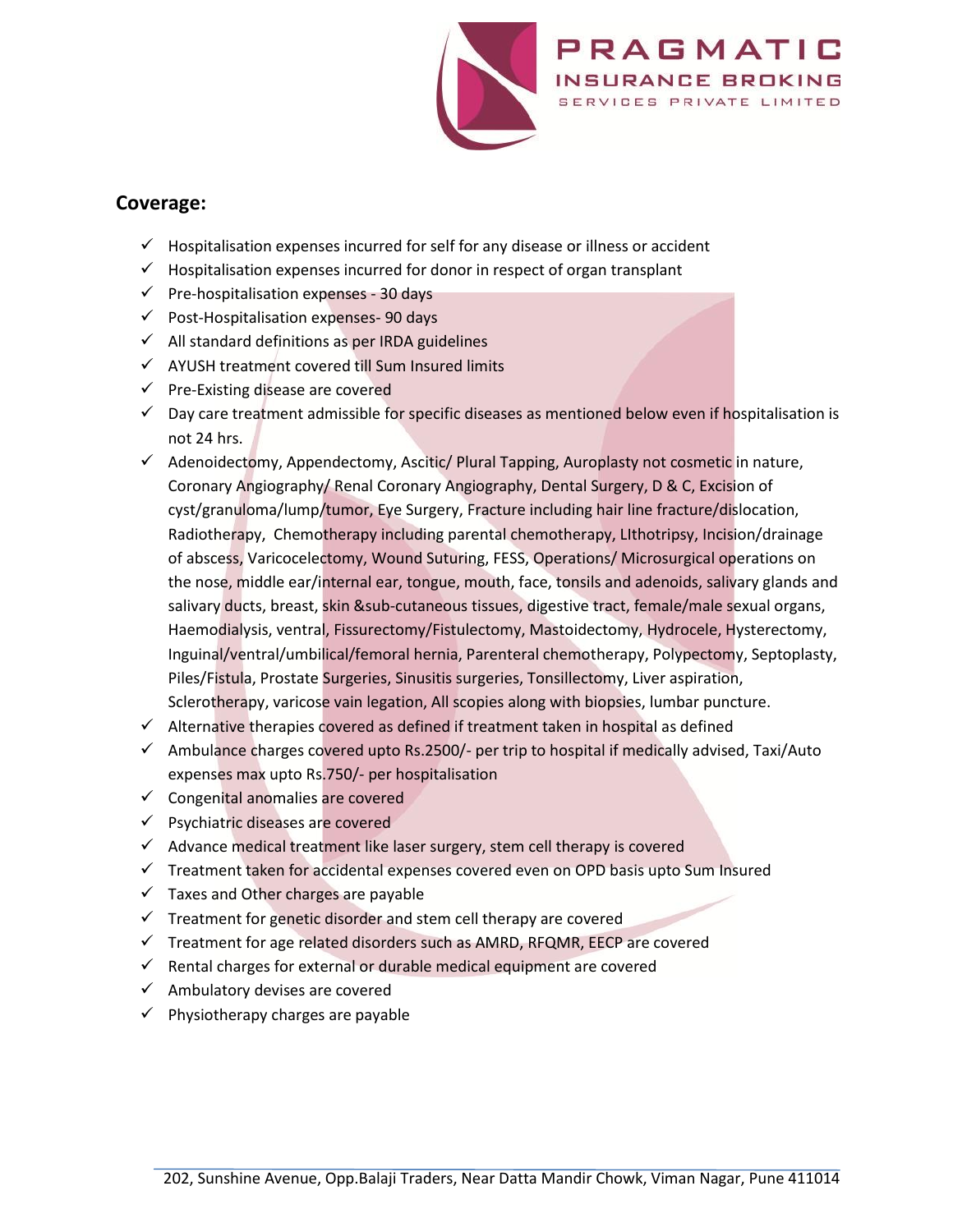## Coverage:

- ✓ Hospitalisation expenses incurred for self for any disease or illness or accident
- ✓ Hospitalisation expenses incurred for donor in respect of organ transplant
- ✓ Pre-hospitalisation expenses - 30 days
- ✓ Post-Hospitalisation expenses- 90 days
- ✓ All standard definitions as per IRDA guidelines
- ✓ AYUSH treatment covered till Sum Insured limits
- ✓ Pre-Existing disease are covered
- ✓ Day care treatment admissible for specific diseases as mentioned below even if hospitalisation is not 24 hrs.
- ✓ Adenoidectomy, Appendectomy, Ascitic/ Plural Tapping, Auroplasty not cosmetic in nature, Coronary Angiography/ Renal Coronary Angiography, Dental Surgery, D & C, Excision of cyst/granuloma/lump/tumor, Eye Surgery, Fracture including hair line fracture/dislocation, Radiotherapy, Chemotherapy including parental chemotherapy, LIthotripsy, Incision/drainage of abscess, Varicocelectomy, Wound Suturing, FESS, Operations/ Microsurgical operations on the nose, middle ear/internal ear, tongue, mouth, face, tonsils and adenoids, salivary glands and salivary ducts, breast, skin &sub-cutaneous tissues, digestive tract, female/male sexual organs, Haemodialysis, ventral, Fissurectomy/Fistulectomy, Mastoidectomy, Hydrocele, Hysterectomy, Inguinal/ventral/umbilical/femoral hernia, Parenteral chemotherapy, Polypectomy, Septoplasty, Piles/Fistula, Prostate Surgeries, Sinusitis surgeries, Tonsillectomy, Liver aspiration, Sclerotherapy, varicose vain legation, All scopies along with biopsies, lumbar puncture.
- ✓ Alternative therapies covered as defined if treatment taken in hospital as defined
- ✓ Ambulance charges covered upto Rs.2500/- per trip to hospital if medically advised, Taxi/Auto expenses max upto Rs.750/- per hospitalisation
- ✓ Congenital anomalies are covered
- ✓ Psychiatric diseases are covered
- ✓ Advance medical treatment like laser surgery, stem cell therapy is covered
- ✓ Treatment taken for accidental expenses covered even on OPD basis upto Sum Insured
- ✓ Taxes and Other charges are payable
- ✓ Treatment for genetic disorder and stem cell therapy are covered
- ✓ Treatment for age related disorders such as AMRD, RFQMR, EECP are covered
- ✓ Rental charges for external or durable medical equipment are covered
- ✓ Ambulatory devises are covered
- ✓ Physiotherapy charges are payable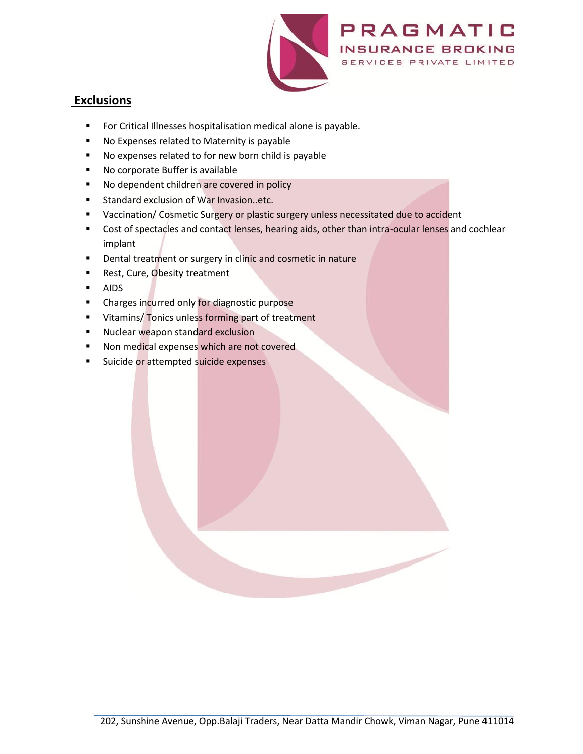## Exclusions

- For Critical Illnesses hospitalisation medical alone is payable.
- No Expenses related to Maternity is payable
- No expenses related to for new born child is payable
- No corporate Buffer is available
- No dependent children are covered in policy
- Standard exclusion of War Invasion..etc.
- Vaccination/ Cosmetic Surgery or plastic surgery unless necessitated due to accident
- Cost of spectacles and contact lenses, hearing aids, other than intra-ocular lenses and cochlear implant
- Dental treatment or surgery in clinic and cosmetic in nature
- Rest, Cure, Obesity treatment
- AIDS
- Charges incurred only for diagnostic purpose
- Vitamins/ Tonics unless forming part of treatment
- Nuclear weapon standard exclusion
- Non medical expenses which are not covered
- Suicide or attempted suicide expenses